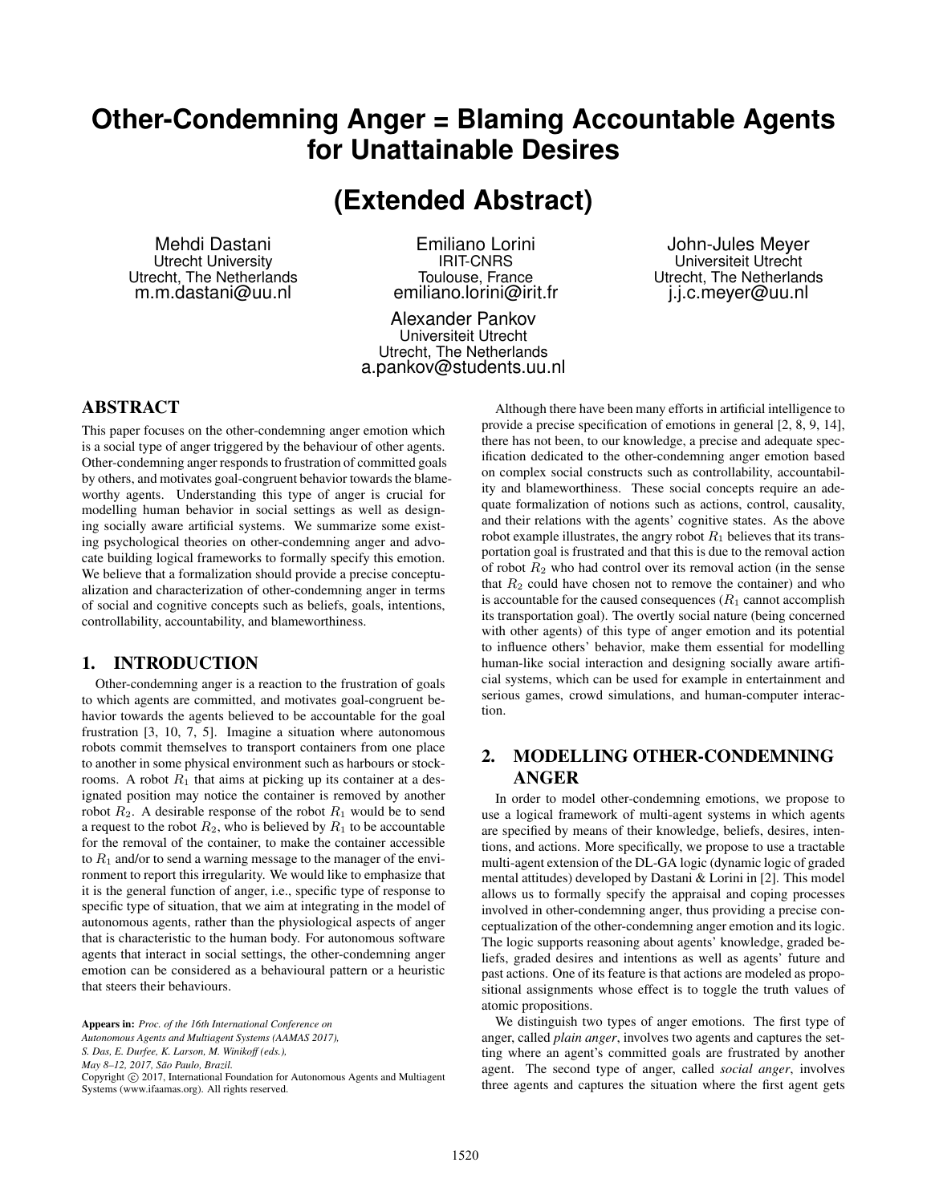# Other-Condemning Anger = Blaming Accountable Agents for Unattainable Desires

## (Extended Abstract)

Mehdi Dastani
Utrecht University
Utrecht, The Netherlands
m.m.dastani@uu.nl

Emiliano Lorini
IRIT-CNRS
Toulouse, France
emiliano.lorini@irit.fr

John-Jules Meyer
Universiteit Utrecht
Utrecht, The Netherlands
j.j.c.meyer@uu.nl

Alexander Pankov
Universiteit Utrecht
Utrecht, The Netherlands
a.pankov@students.uu.nl

## ABSTRACT

This paper focuses on the other-condemning anger emotion which is a social type of anger triggered by the behaviour of other agents. Other-condemning anger responds to frustration of committed goals by others, and motivates goal-congruent behavior towards the blameworthy agents. Understanding this type of anger is crucial for modelling human behavior in social settings as well as designing socially aware artificial systems. We summarize some existing psychological theories on other-condemning anger and advocate building logical frameworks to formally specify this emotion. We believe that a formalization should provide a precise conceptualization and characterization of other-condemning anger in terms of social and cognitive concepts such as beliefs, goals, intentions, controllability, accountability, and blameworthiness.

## 1. INTRODUCTION

Other-condemning anger is a reaction to the frustration of goals to which agents are committed, and motivates goal-congruent behavior towards the agents believed to be accountable for the goal frustration [3, 10, 7, 5]. Imagine a situation where autonomous robots commit themselves to transport containers from one place to another in some physical environment such as harbours or stockrooms. A robot $R_1$ that aims at picking up its container at a designated position may notice the container is removed by another robot $R_2$. A desirable response of the robot $R_1$ would be to send a request to the robot $R_2$, who is believed by $R_1$ to be accountable for the removal of the container, to make the container accessible to $R_1$ and/or to send a warning message to the manager of the environment to report this irregularity. We would like to emphasize that it is the general function of anger, i.e., specific type of response to specific type of situation, that we aim at integrating in the model of autonomous agents, rather than the physiological aspects of anger that is characteristic to the human body. For autonomous software agents that interact in social settings, the other-condemning anger emotion can be considered as a behavioural pattern or a heuristic that steers their behaviours.

Although there have been many efforts in artificial intelligence to provide a precise specification of emotions in general [2, 8, 9, 14], there has not been, to our knowledge, a precise and adequate specification dedicated to the other-condemning anger emotion based on complex social constructs such as controllability, accountability and blameworthiness. These social concepts require an adequate formalization of notions such as actions, control, causality, and their relations with the agents' cognitive states. As the above robot example illustrates, the angry robot $R_1$ believes that its transportation goal is frustrated and that this is due to the removal action of robot $R_2$ who had control over its removal action (in the sense that $R_2$ could have chosen not to remove the container) and who is accountable for the caused consequences ($R_1$ cannot accomplish its transportation goal). The overtly social nature (being concerned with other agents) of this type of anger emotion and its potential to influence others' behavior, make them essential for modelling human-like social interaction and designing socially aware artificial systems, which can be used for example in entertainment and serious games, crowd simulations, and human-computer interaction.

## 2. MODELLING OTHER-CONDEMNING ANGER

In order to model other-condemning emotions, we propose to use a logical framework of multi-agent systems in which agents are specified by means of their knowledge, beliefs, desires, intentions, and actions. More specifically, we propose to use a tractable multi-agent extension of the DL-GA logic (dynamic logic of graded mental attitudes) developed by Dastani & Lorini in [2]. This model allows us to formally specify the appraisal and coping processes involved in other-condemning anger, thus providing a precise conceptualization of the other-condemning anger emotion and its logic. The logic supports reasoning about agents' knowledge, graded beliefs, graded desires and intentions as well as agents' future and past actions. One of its feature is that actions are modeled as propositional assignments whose effect is to toggle the truth values of atomic propositions.

We distinguish two types of anger emotions. The first type of anger, called *plain anger*, involves two agents and captures the setting where an agent's committed goals are frustrated by another agent. The second type of anger, called *social anger*, involves three agents and captures the situation where the first agent gets

**Appears in:** *Proc. of the 16th International Conference on Autonomous Agents and Multiagent Systems (AAMAS 2017), S. Das, E. Durfee, K. Larson, M. Winikoff (eds.), May 8–12, 2017, São Paulo, Brazil.*
Copyright © 2017, International Foundation for Autonomous Agents and Multiagent Systems (www.ifaamas.org). All rights reserved.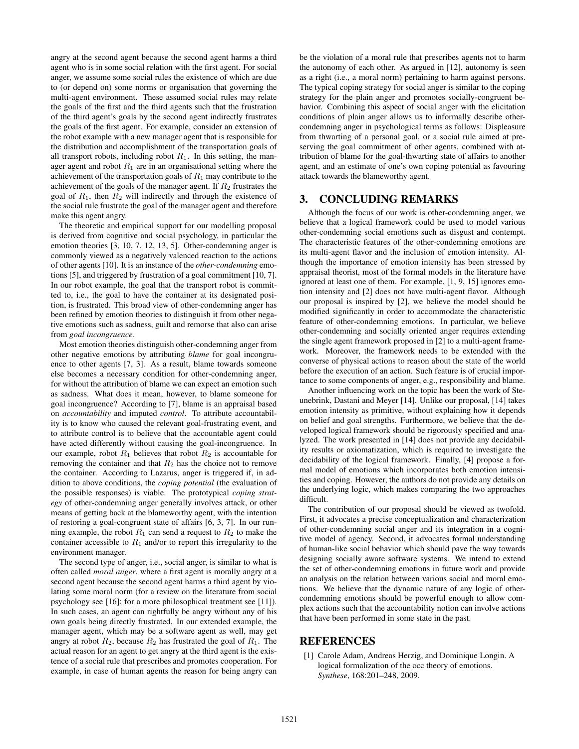angry at the second agent because the second agent harms a third agent who is in some social relation with the first agent. For social anger, we assume some social rules the existence of which are due to (or depend on) some norms or organisation that governing the multi-agent environment. These assumed social rules may relate the goals of the first and the third agents such that the frustration of the third agent's goals by the second agent indirectly frustrates the goals of the first agent. For example, consider an extension of the robot example with a new manager agent that is responsible for the distribution and accomplishment of the transportation goals of all transport robots, including robot $R_1$. In this setting, the manager agent and robot $R_1$ are in an organisational setting where the achievement of the transportation goals of $R_1$ may contribute to the achievement of the goals of the manager agent. If $R_2$ frustrates the goal of $R_1$, then $R_2$ will indirectly and through the existence of the social rule frustrate the goal of the manager agent and therefore make this agent angry.

The theoretic and empirical support for our modelling proposal is derived from cognitive and social psychology, in particular the emotion theories [3, 10, 7, 12, 13, 5]. Other-condemning anger is commonly viewed as a negatively valenced reaction to the actions of other agents [10]. It is an instance of the *other-condemning* emotions [5], and triggered by frustration of a goal commitment [10, 7]. In our robot example, the goal that the transport robot is committed to, i.e., the goal to have the container at its designated position, is frustrated. This broad view of other-condemning anger has been refined by emotion theories to distinguish it from other negative emotions such as sadness, guilt and remorse that also can arise from *goal incongruence*.

Most emotion theories distinguish other-condemning anger from other negative emotions by attributing *blame* for goal incongruence to other agents [7, 3]. As a result, blame towards someone else becomes a necessary condition for other-condemning anger, for without the attribution of blame we can expect an emotion such as sadness. What does it mean, however, to blame someone for goal incongruence? According to [7], blame is an appraisal based on *accountability* and imputed *control*. To attribute accountability is to know who caused the relevant goal-frustrating event, and to attribute control is to believe that the accountable agent could have acted differently without causing the goal-incongruence. In our example, robot $R_1$ believes that robot $R_2$ is accountable for removing the container and that $R_2$ has the choice not to remove the container. According to Lazarus, anger is triggered if, in addition to above conditions, the *coping potential* (the evaluation of the possible responses) is viable. The prototypical *coping strategy* of other-condemning anger generally involves attack, or other means of getting back at the blameworthy agent, with the intention of restoring a goal-congruent state of affairs [6, 3, 7]. In our running example, the robot $R_1$ can send a request to $R_2$ to make the container accessible to $R_1$ and/or to report this irregularity to the environment manager.

The second type of anger, i.e., social anger, is similar to what is often called *moral anger*, where a first agent is morally angry at a second agent because the second agent harms a third agent by violating some moral norm (for a review on the literature from social psychology see [16]; for a more philosophical treatment see [11]). In such cases, an agent can rightfully be angry without any of his own goals being directly frustrated. In our extended example, the manager agent, which may be a software agent as well, may get angry at robot $R_2$, because $R_2$ has frustrated the goal of $R_1$. The actual reason for an agent to get angry at the third agent is the existence of a social rule that prescribes and promotes cooperation. For example, in case of human agents the reason for being angry can be the violation of a moral rule that prescribes agents not to harm the autonomy of each other. As argued in [12], autonomy is seen as a right (i.e., a moral norm) pertaining to harm against persons. The typical coping strategy for social anger is similar to the coping strategy for the plain anger and promotes socially-congruent behavior. Combining this aspect of social anger with the elicitation conditions of plain anger allows us to informally describe other-condemning anger in psychological terms as follows: Displeasure from thwarting of a personal goal, or a social rule aimed at preserving the goal commitment of other agents, combined with attribution of blame for the goal-thwarting state of affairs to another agent, and an estimate of one's own coping potential as favouring attack towards the blameworthy agent.

## 3. CONCLUDING REMARKS

Although the focus of our work is other-condemning anger, we believe that a logical framework could be used to model various other-condemning social emotions such as disgust and contempt. The characteristic features of the other-condemning emotions are its multi-agent flavor and the inclusion of emotion intensity. Although the importance of emotion intensity has been stressed by appraisal theorist, most of the formal models in the literature have ignored at least one of them. For example, [1, 9, 15] ignores emotion intensity and [2] does not have multi-agent flavor. Although our proposal is inspired by [2], we believe the model should be modified significantly in order to accommodate the characteristic feature of other-condemning emotions. In particular, we believe other-condemning and socially oriented anger requires extending the single agent framework proposed in [2] to a multi-agent framework. Moreover, the framework needs to be extended with the converse of physical actions to reason about the state of the world before the execution of an action. Such feature is of crucial importance to some components of anger, e.g., responsibility and blame.

Another influencing work on the topic has been the work of Steunebrink, Dastani and Meyer [14]. Unlike our proposal, [14] takes emotion intensity as primitive, without explaining how it depends on belief and goal strengths. Furthermore, we believe that the developed logical framework should be rigorously specified and analyzed. The work presented in [14] does not provide any decidability results or axiomatization, which is required to investigate the decidability of the logical framework. Finally, [4] propose a formal model of emotions which incorporates both emotion intensities and coping. However, the authors do not provide any details on the underlying logic, which makes comparing the two approaches difficult.

The contribution of our proposal should be viewed as twofold. First, it advocates a precise conceptualization and characterization of other-condemning social anger and its integration in a cognitive model of agency. Second, it advocates formal understanding of human-like social behavior which should pave the way towards designing socially aware software systems. We intend to extend the set of other-condemning emotions in future work and provide an analysis on the relation between various social and moral emotions. We believe that the dynamic nature of any logic of other-condemning emotions should be powerful enough to allow complex actions such that the accountability notion can involve actions that have been performed in some state in the past.

## REFERENCES

[1] Carole Adam, Andreas Herzig, and Dominique Longin. A logical formalization of the occ theory of emotions. *Synthese*, 168:201–248, 2009.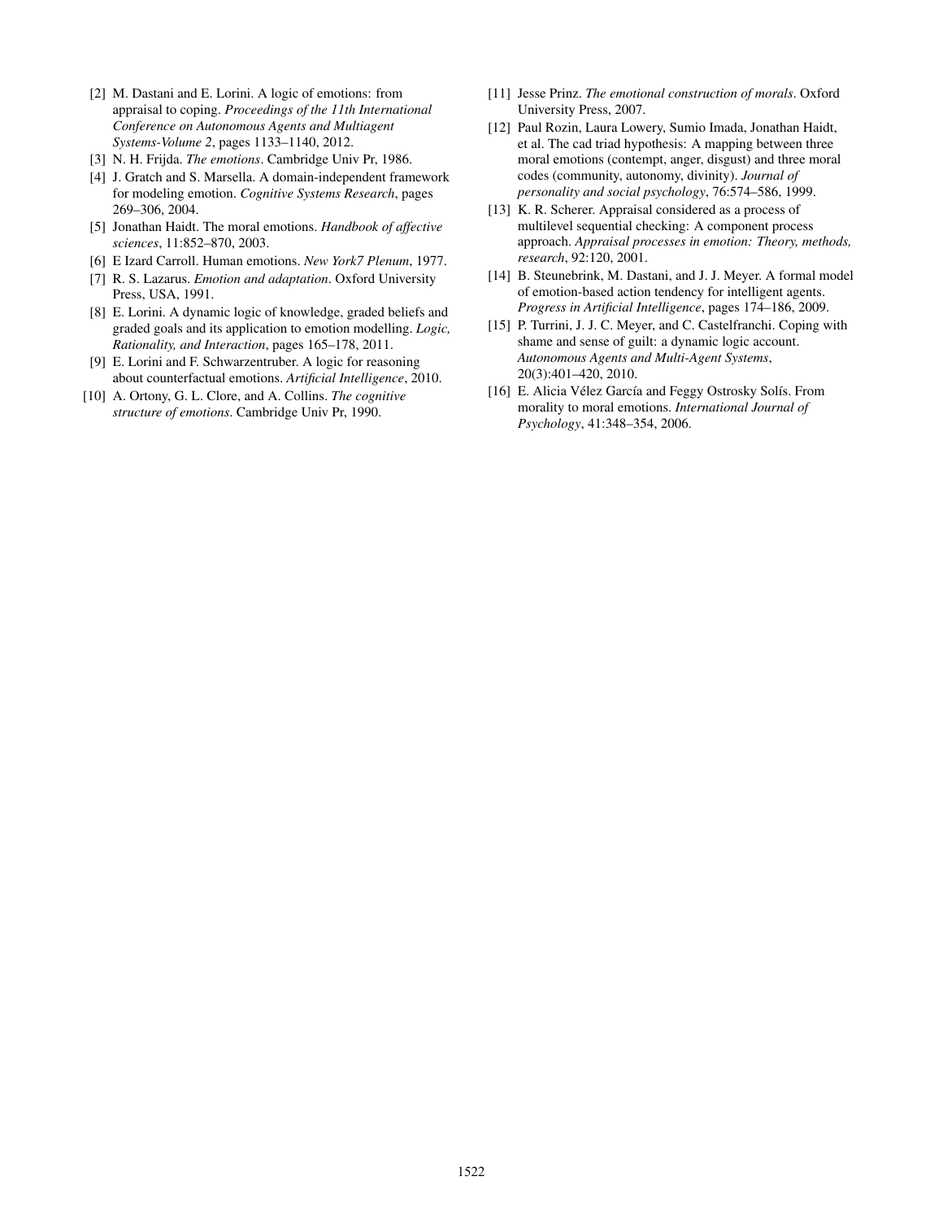[2] M. Dastani and E. Lorini. A logic of emotions: from appraisal to coping. *Proceedings of the 11th International Conference on Autonomous Agents and Multiagent Systems-Volume 2*, pages 1133–1140, 2012.

[3] N. H. Frijda. *The emotions*. Cambridge Univ Pr, 1986.

[4] J. Gratch and S. Marsella. A domain-independent framework for modeling emotion. *Cognitive Systems Research*, pages 269–306, 2004.

[5] Jonathan Haidt. The moral emotions. *Handbook of affective sciences*, 11:852–870, 2003.

[6] E Izard Carroll. Human emotions. *New York7 Plenum*, 1977.

[7] R. S. Lazarus. *Emotion and adaptation*. Oxford University Press, USA, 1991.

[8] E. Lorini. A dynamic logic of knowledge, graded beliefs and graded goals and its application to emotion modelling. *Logic, Rationality, and Interaction*, pages 165–178, 2011.

[9] E. Lorini and F. Schwarzentruber. A logic for reasoning about counterfactual emotions. *Artificial Intelligence*, 2010.

[10] A. Ortony, G. L. Clore, and A. Collins. *The cognitive structure of emotions*. Cambridge Univ Pr, 1990.

[11] Jesse Prinz. *The emotional construction of morals*. Oxford University Press, 2007.

[12] Paul Rozin, Laura Lowery, Sumio Imada, Jonathan Haidt, et al. The cad triad hypothesis: A mapping between three moral emotions (contempt, anger, disgust) and three moral codes (community, autonomy, divinity). *Journal of personality and social psychology*, 76:574–586, 1999.

[13] K. R. Scherer. Appraisal considered as a process of multilevel sequential checking: A component process approach. *Appraisal processes in emotion: Theory, methods, research*, 92:120, 2001.

[14] B. Steunebrink, M. Dastani, and J. J. Meyer. A formal model of emotion-based action tendency for intelligent agents. *Progress in Artificial Intelligence*, pages 174–186, 2009.

[15] P. Turrini, J. J. C. Meyer, and C. Castelfranchi. Coping with shame and sense of guilt: a dynamic logic account. *Autonomous Agents and Multi-Agent Systems*, 20(3):401–420, 2010.

[16] E. Alicia Vélez García and Feggy Ostrosky Solís. From morality to moral emotions. *International Journal of Psychology*, 41:348–354, 2006.